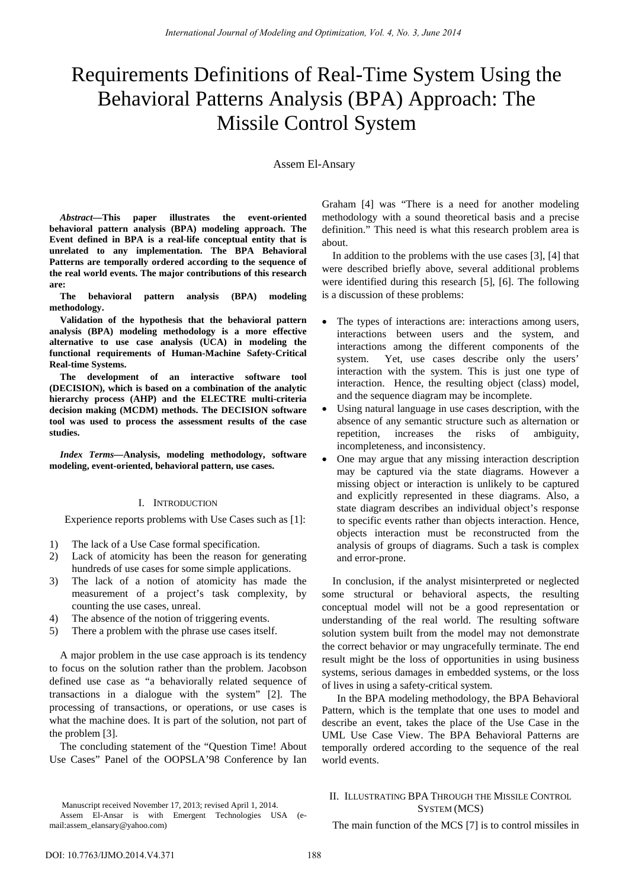// Requirements Definitions of Real-Time System Using the Behavioral Patterns Analysis (BPA) Approach: The Missile Control System

Assem El-Ansary

***Abstract*—This paper illustrates the event-oriented behavioral pattern analysis (BPA) modeling approach. The Event defined in BPA is a real-life conceptual entity that is unrelated to any implementation. The BPA Behavioral Patterns are temporally ordered according to the sequence of the real world events. The major contributions of this research are:**

**The behavioral pattern analysis (BPA) modeling methodology.**

**Validation of the hypothesis that the behavioral pattern analysis (BPA) modeling methodology is a more effective alternative to use case analysis (UCA) in modeling the functional requirements of Human-Machine Safety-Critical Real-time Systems.**

**The development of an interactive software tool (DECISION), which is based on a combination of the analytic hierarchy process (AHP) and the ELECTRE multi-criteria decision making (MCDM) methods. The DECISION software tool was used to process the assessment results of the case studies.**

***Index Terms*—Analysis, modeling methodology, software modeling, event-oriented, behavioral pattern, use cases.**

## I. Introduction

Experience reports problems with Use Cases such as [1]:

1) The lack of a Use Case formal specification.
2) Lack of atomicity has been the reason for generating hundreds of use cases for some simple applications.
3) The lack of a notion of atomicity has made the measurement of a project's task complexity, by counting the use cases, unreal.
4) The absence of the notion of triggering events.
5) There a problem with the phrase use cases itself.

A major problem in the use case approach is its tendency to focus on the solution rather than the problem. Jacobson defined use case as "a behaviorally related sequence of transactions in a dialogue with the system" [2]. The processing of transactions, or operations, or use cases is what the machine does. It is part of the solution, not part of the problem [3].

The concluding statement of the "Question Time! About Use Cases" Panel of the OOPSLA'98 Conference by Ian Graham [4] was "There is a need for another modeling methodology with a sound theoretical basis and a precise definition." This need is what this research problem area is about.

In addition to the problems with the use cases [3], [4] that were described briefly above, several additional problems were identified during this research [5], [6]. The following is a discussion of these problems:

- The types of interactions are: interactions among users, interactions between users and the system, and interactions among the different components of the system. Yet, use cases describe only the users' interaction with the system. This is just one type of interaction. Hence, the resulting object (class) model, and the sequence diagram may be incomplete.
- Using natural language in use cases description, with the absence of any semantic structure such as alternation or repetition, increases the risks of ambiguity, incompleteness, and inconsistency.
- One may argue that any missing interaction description may be captured via the state diagrams. However a missing object or interaction is unlikely to be captured and explicitly represented in these diagrams. Also, a state diagram describes an individual object's response to specific events rather than objects interaction. Hence, objects interaction must be reconstructed from the analysis of groups of diagrams. Such a task is complex and error-prone.

In conclusion, if the analyst misinterpreted or neglected some structural or behavioral aspects, the resulting conceptual model will not be a good representation or understanding of the real world. The resulting software solution system built from the model may not demonstrate the correct behavior or may ungracefully terminate. The end result might be the loss of opportunities in using business systems, serious damages in embedded systems, or the loss of lives in using a safety-critical system.

In the BPA modeling methodology, the BPA Behavioral Pattern, which is the template that one uses to model and describe an event, takes the place of the Use Case in the UML Use Case View. The BPA Behavioral Patterns are temporally ordered according to the sequence of the real world events.

## II. Illustrating BPA Through the Missile Control System (MCS)

The main function of the MCS [7] is to control missiles in

Manuscript received November 17, 2013; revised April 1, 2014.

Assem El-Ansar is with Emergent Technologies USA (e-mail:assem_elansary@yahoo.com)

DOI: 10.7763/IJMO.2014.V4.371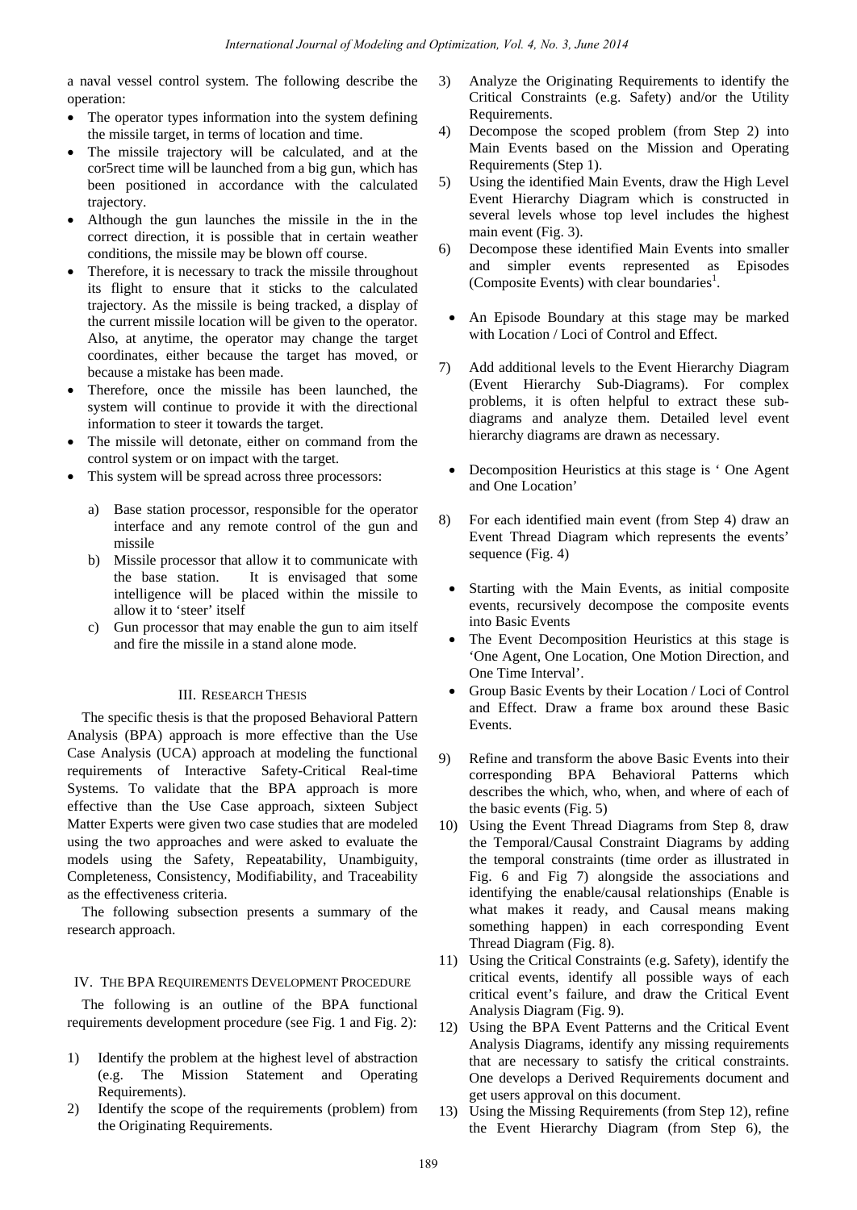a naval vessel control system. The following describe the operation:

- The operator types information into the system defining the missile target, in terms of location and time.
- The missile trajectory will be calculated, and at the cor5rect time will be launched from a big gun, which has been positioned in accordance with the calculated trajectory.
- Although the gun launches the missile in the in the correct direction, it is possible that in certain weather conditions, the missile may be blown off course.
- Therefore, it is necessary to track the missile throughout its flight to ensure that it sticks to the calculated trajectory. As the missile is being tracked, a display of the current missile location will be given to the operator. Also, at anytime, the operator may change the target coordinates, either because the target has moved, or because a mistake has been made.
- Therefore, once the missile has been launched, the system will continue to provide it with the directional information to steer it towards the target.
- The missile will detonate, either on command from the control system or on impact with the target.
- This system will be spread across three processors:
  a) Base station processor, responsible for the operator interface and any remote control of the gun and missile
  b) Missile processor that allow it to communicate with the base station. It is envisaged that some intelligence will be placed within the missile to allow it to 'steer' itself
  c) Gun processor that may enable the gun to aim itself and fire the missile in a stand alone mode.

## III. Research Thesis

The specific thesis is that the proposed Behavioral Pattern Analysis (BPA) approach is more effective than the Use Case Analysis (UCA) approach at modeling the functional requirements of Interactive Safety-Critical Real-time Systems. To validate that the BPA approach is more effective than the Use Case approach, sixteen Subject Matter Experts were given two case studies that are modeled using the two approaches and were asked to evaluate the models using the Safety, Repeatability, Unambiguity, Completeness, Consistency, Modifiability, and Traceability as the effectiveness criteria.

The following subsection presents a summary of the research approach.

## IV. The BPA Requirements Development Procedure

The following is an outline of the BPA functional requirements development procedure (see Fig. 1 and Fig. 2):

1) Identify the problem at the highest level of abstraction (e.g. The Mission Statement and Operating Requirements).
2) Identify the scope of the requirements (problem) from the Originating Requirements.
3) Analyze the Originating Requirements to identify the Critical Constraints (e.g. Safety) and/or the Utility Requirements.
4) Decompose the scoped problem (from Step 2) into Main Events based on the Mission and Operating Requirements (Step 1).
5) Using the identified Main Events, draw the High Level Event Hierarchy Diagram which is constructed in several levels whose top level includes the highest main event (Fig. 3).
6) Decompose these identified Main Events into smaller and simpler events represented as Episodes (Composite Events) with clear boundaries[1].
   - An Episode Boundary at this stage may be marked with Location / Loci of Control and Effect.
7) Add additional levels to the Event Hierarchy Diagram (Event Hierarchy Sub-Diagrams). For complex problems, it is often helpful to extract these sub-diagrams and analyze them. Detailed level event hierarchy diagrams are drawn as necessary.
   - Decomposition Heuristics at this stage is ' One Agent and One Location'
8) For each identified main event (from Step 4) draw an Event Thread Diagram which represents the events' sequence (Fig. 4)
   - Starting with the Main Events, as initial composite events, recursively decompose the composite events into Basic Events
   - The Event Decomposition Heuristics at this stage is 'One Agent, One Location, One Motion Direction, and One Time Interval'.
   - Group Basic Events by their Location / Loci of Control and Effect. Draw a frame box around these Basic Events.
9) Refine and transform the above Basic Events into their corresponding BPA Behavioral Patterns which describes the which, who, when, and where of each of the basic events (Fig. 5)
10) Using the Event Thread Diagrams from Step 8, draw the Temporal/Causal Constraint Diagrams by adding the temporal constraints (time order as illustrated in Fig. 6 and Fig 7) alongside the associations and identifying the enable/causal relationships (Enable is what makes it ready, and Causal means making something happen) in each corresponding Event Thread Diagram (Fig. 8).
11) Using the Critical Constraints (e.g. Safety), identify the critical events, identify all possible ways of each critical event's failure, and draw the Critical Event Analysis Diagram (Fig. 9).
12) Using the BPA Event Patterns and the Critical Event Analysis Diagrams, identify any missing requirements that are necessary to satisfy the critical constraints. One develops a Derived Requirements document and get users approval on this document.
13) Using the Missing Requirements (from Step 12), refine the Event Hierarchy Diagram (from Step 6), the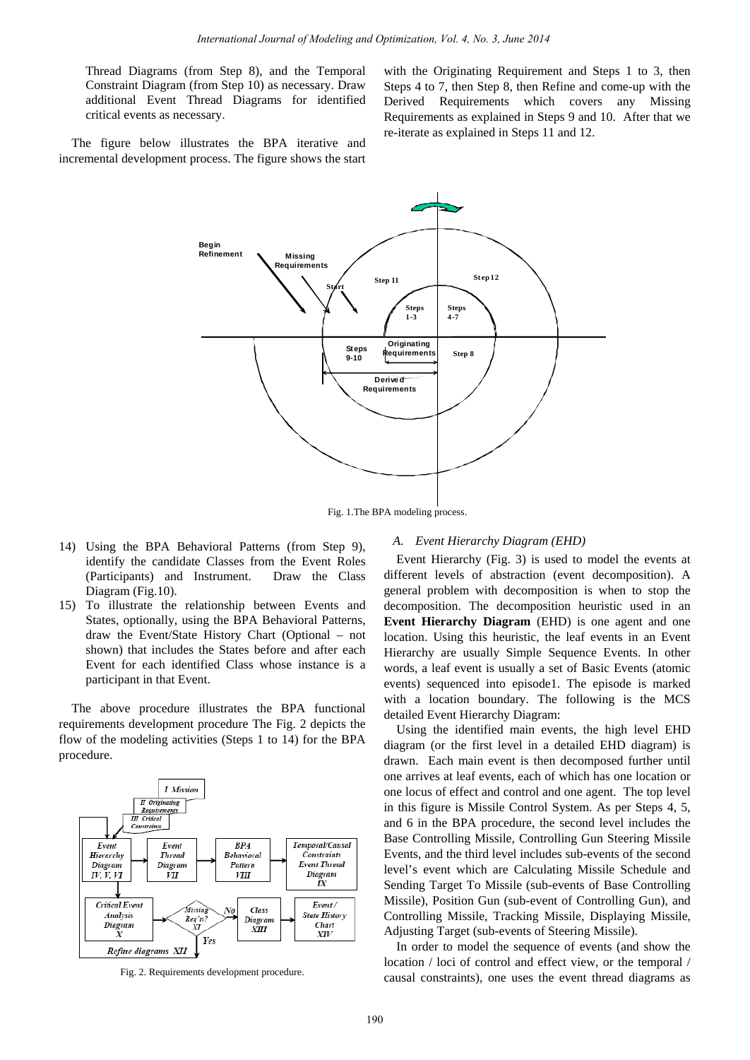Thread Diagrams (from Step 8), and the Temporal Constraint Diagram (from Step 10) as necessary. Draw additional Event Thread Diagrams for identified critical events as necessary.

The figure below illustrates the BPA iterative and incremental development process. The figure shows the start with the Originating Requirement and Steps 1 to 3, then Steps 4 to 7, then Step 8, then Refine and come-up with the Derived Requirements which covers any Missing Requirements as explained in Steps 9 and 10. After that we re-iterate as explained in Steps 11 and 12.

Fig. 1.The BPA modeling process.

14) Using the BPA Behavioral Patterns (from Step 9), identify the candidate Classes from the Event Roles (Participants) and Instrument. Draw the Class Diagram (Fig.10).
15) To illustrate the relationship between Events and States, optionally, using the BPA Behavioral Patterns, draw the Event/State History Chart (Optional – not shown) that includes the States before and after each Event for each identified Class whose instance is a participant in that Event.

The above procedure illustrates the BPA functional requirements development procedure The Fig. 2 depicts the flow of the modeling activities (Steps 1 to 14) for the BPA procedure.

Fig. 2. Requirements development procedure.

### A. Event Hierarchy Diagram (EHD)

Event Hierarchy (Fig. 3) is used to model the events at different levels of abstraction (event decomposition). A general problem with decomposition is when to stop the decomposition. The decomposition heuristic used in an **Event Hierarchy Diagram** (EHD) is one agent and one location. Using this heuristic, the leaf events in an Event Hierarchy are usually Simple Sequence Events. In other words, a leaf event is usually a set of Basic Events (atomic events) sequenced into episode1. The episode is marked with a location boundary. The following is the MCS detailed Event Hierarchy Diagram:

Using the identified main events, the high level EHD diagram (or the first level in a detailed EHD diagram) is drawn. Each main event is then decomposed further until one arrives at leaf events, each of which has one location or one locus of effect and control and one agent. The top level in this figure is Missile Control System. As per Steps 4, 5, and 6 in the BPA procedure, the second level includes the Base Controlling Missile, Controlling Gun Steering Missile Events, and the third level includes sub-events of the second level's event which are Calculating Missile Schedule and Sending Target To Missile (sub-events of Base Controlling Missile), Position Gun (sub-event of Controlling Gun), and Controlling Missile, Tracking Missile, Displaying Missile, Adjusting Target (sub-events of Steering Missile).

In order to model the sequence of events (and show the location / loci of control and effect view, or the temporal / causal constraints), one uses the event thread diagrams as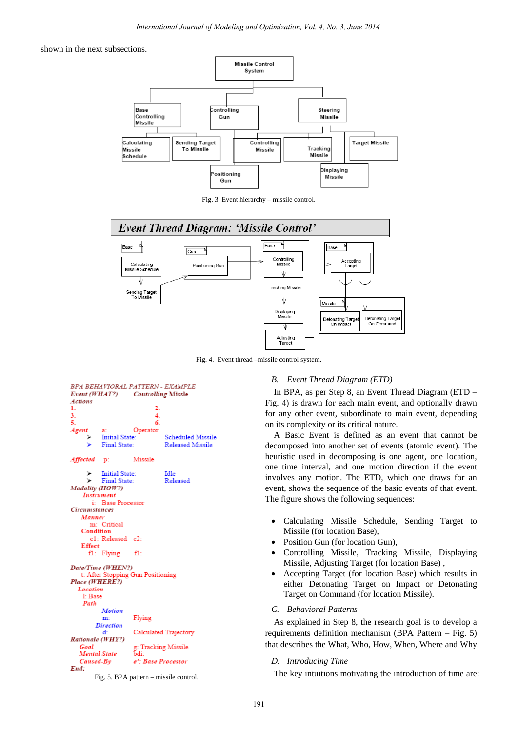shown in the next subsections.

Missile Control System

Base Controlling Missile

Controlling Gun

Steering Missile

Calculating Missile Schedule

Sending Target To Missile

Controlling Missile

Tracking Missile

Target Missile

Positioning Gun

Displaying Missile

Fig. 3. Event hierarchy – missile control.

Event Thread Diagram: 'Missile Control'

Base

Calculating Missile Schedule

Sending Target To Missile

Gun

Positioning Gun

Base

Controlling Missile

Tracking Missile

Displaying Missile

Adjusting Target

Base

Accepting Target

Missile

Detonating Target On Impact

Detonating Target On Command

Fig. 4. Event thread –missile control system.

BPA BEHAVIORAL PATTERN - EXAMPLE
Event (WHAT?) Controlling Missle
Actions
1. 2.
3. 4.
5. 6.
Agent a: Operator
➤ Initial State: Scheduled Missile
➤ Final State: Released Missile

Affected p: Missile

➤ Initial State: Idle
➤ Final State: Released
Modality (HOW?)
Instrument
i: Base Processor
Circumstances
Manner
m: Critical
Condition
c1: Released c2:
Effect
f1: Flying f1:

Date/Time (WHEN?)
t: After Stopping Gun Positioning
Place (WHERE?)
Location
l: Base
Path
Motion
m: Flying
Direction
d: Calculated Trajectory
Rationale (WHY?)
Goal g: Tracking Missile
Mental State bdi:
Caused-By e': Base Processor
End;

Fig. 5. BPA pattern – missile control.

### B. Event Thread Diagram (ETD)

In BPA, as per Step 8, an Event Thread Diagram (ETD – Fig. 4) is drawn for each main event, and optionally drawn for any other event, subordinate to main event, depending on its complexity or its critical nature.

A Basic Event is defined as an event that cannot be decomposed into another set of events (atomic event). The heuristic used in decomposing is one agent, one location, one time interval, and one motion direction if the event involves any motion. The ETD, which one draws for an event, shows the sequence of the basic events of that event. The figure shows the following sequences:

- Calculating Missile Schedule, Sending Target to Missile (for location Base),
- Position Gun (for location Gun),
- Controlling Missile, Tracking Missile, Displaying Missile, Adjusting Target (for location Base) ,
- Accepting Target (for location Base) which results in either Detonating Target on Impact or Detonating Target on Command (for location Missile).

### C. Behavioral Patterns

As explained in Step 8, the research goal is to develop a requirements definition mechanism (BPA Pattern – Fig. 5) that describes the What, Who, How, When, Where and Why.

### D. Introducing Time

The key intuitions motivating the introduction of time are: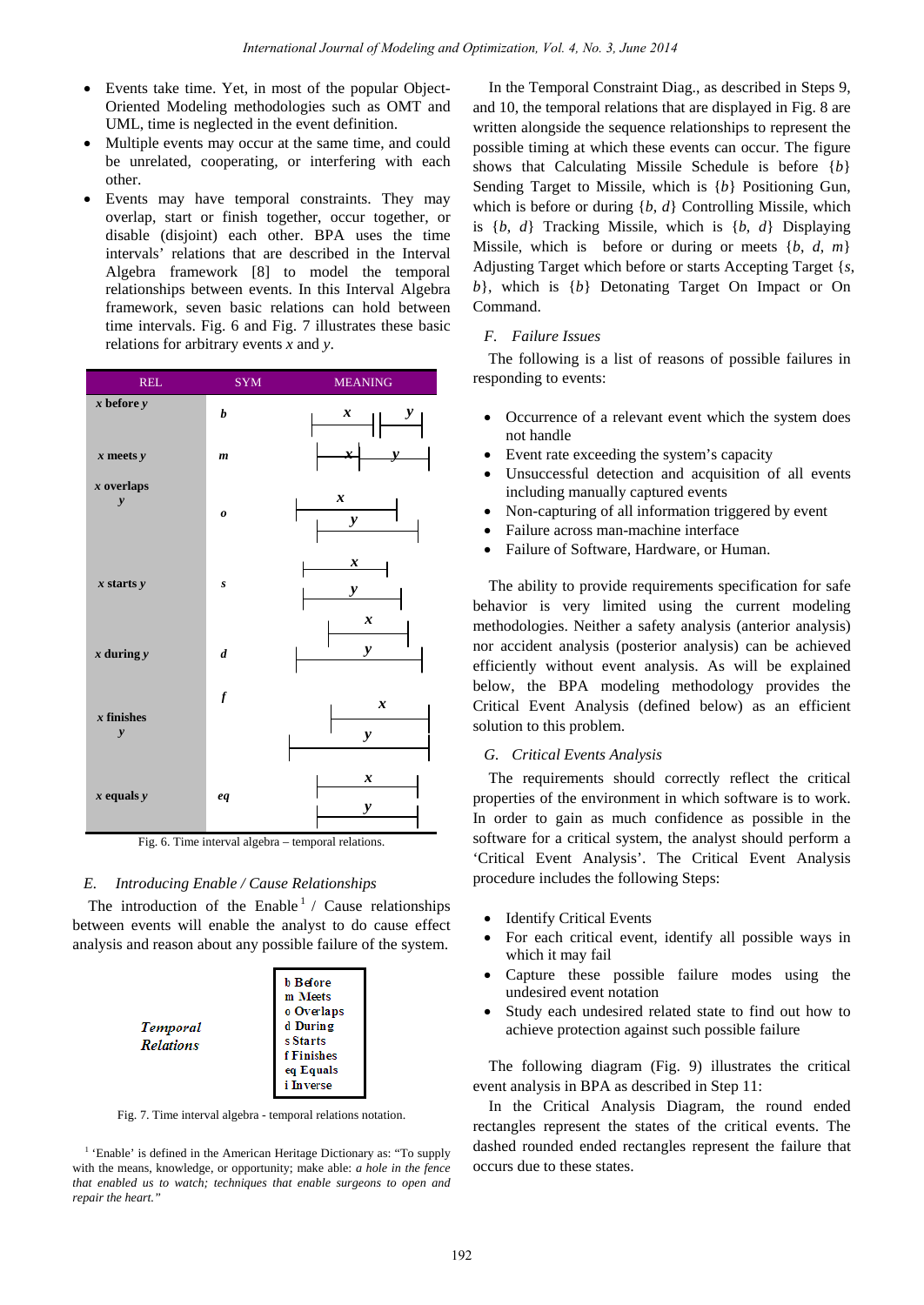- Events take time. Yet, in most of the popular Object-Oriented Modeling methodologies such as OMT and UML, time is neglected in the event definition.
- Multiple events may occur at the same time, and could be unrelated, cooperating, or interfering with each other.
- Events may have temporal constraints. They may overlap, start or finish together, occur together, or disable (disjoint) each other. BPA uses the time intervals' relations that are described in the Interval Algebra framework [8] to model the temporal relationships between events. In this Interval Algebra framework, seven basic relations can hold between time intervals. Fig. 6 and Fig. 7 illustrates these basic relations for arbitrary events *x* and *y*.

| REL | SYM | MEANING |
|---|---|---|
| *x* before *y* | *b* | |
| *x* meets *y* | *m* | |
| *x* overlaps *y* | *o* | |
| *x* starts *y* | *s* | |
| *x* during *y* | *d* | |
| *x* finishes *y* | *f* | |
| *x* equals *y* | *eq* | |

Fig. 6. Time interval algebra – temporal relations.

### E. Introducing Enable / Cause Relationships

The introduction of the Enable[1] / Cause relationships between events will enable the analyst to do cause effect analysis and reason about any possible failure of the system.

*Temporal Relations*

| |
|---|
| b Before |
| m Meets |
| o Overlaps |
| d During |
| s Starts |
| f Finishes |
| eq Equals |
| i Inverse |

Fig. 7. Time interval algebra - temporal relations notation.

[1] 'Enable' is defined in the American Heritage Dictionary as: "To supply with the means, knowledge, or opportunity; make able: *a hole in the fence that enabled us to watch; techniques that enable surgeons to open and repair the heart."*

In the Temporal Constraint Diag., as described in Steps 9, and 10, the temporal relations that are displayed in Fig. 8 are written alongside the sequence relationships to represent the possible timing at which these events can occur. The figure shows that Calculating Missile Schedule is before {*b*} Sending Target to Missile, which is {*b*} Positioning Gun, which is before or during {*b*, *d*} Controlling Missile, which is {*b*, *d*} Tracking Missile, which is {*b*, *d*} Displaying Missile, which is before or during or meets {*b*, *d*, *m*} Adjusting Target which before or starts Accepting Target {*s*, *b*}, which is {*b*} Detonating Target On Impact or On Command.

### F. Failure Issues

The following is a list of reasons of possible failures in responding to events:

- Occurrence of a relevant event which the system does not handle
- Event rate exceeding the system's capacity
- Unsuccessful detection and acquisition of all events including manually captured events
- Non-capturing of all information triggered by event
- Failure across man-machine interface
- Failure of Software, Hardware, or Human.

The ability to provide requirements specification for safe behavior is very limited using the current modeling methodologies. Neither a safety analysis (anterior analysis) nor accident analysis (posterior analysis) can be achieved efficiently without event analysis. As will be explained below, the BPA modeling methodology provides the Critical Event Analysis (defined below) as an efficient solution to this problem.

### G. Critical Events Analysis

The requirements should correctly reflect the critical properties of the environment in which software is to work. In order to gain as much confidence as possible in the software for a critical system, the analyst should perform a 'Critical Event Analysis'. The Critical Event Analysis procedure includes the following Steps:

- Identify Critical Events
- For each critical event, identify all possible ways in which it may fail
- Capture these possible failure modes using the undesired event notation
- Study each undesired related state to find out how to achieve protection against such possible failure

The following diagram (Fig. 9) illustrates the critical event analysis in BPA as described in Step 11:

In the Critical Analysis Diagram, the round ended rectangles represent the states of the critical events. The dashed rounded ended rectangles represent the failure that occurs due to these states.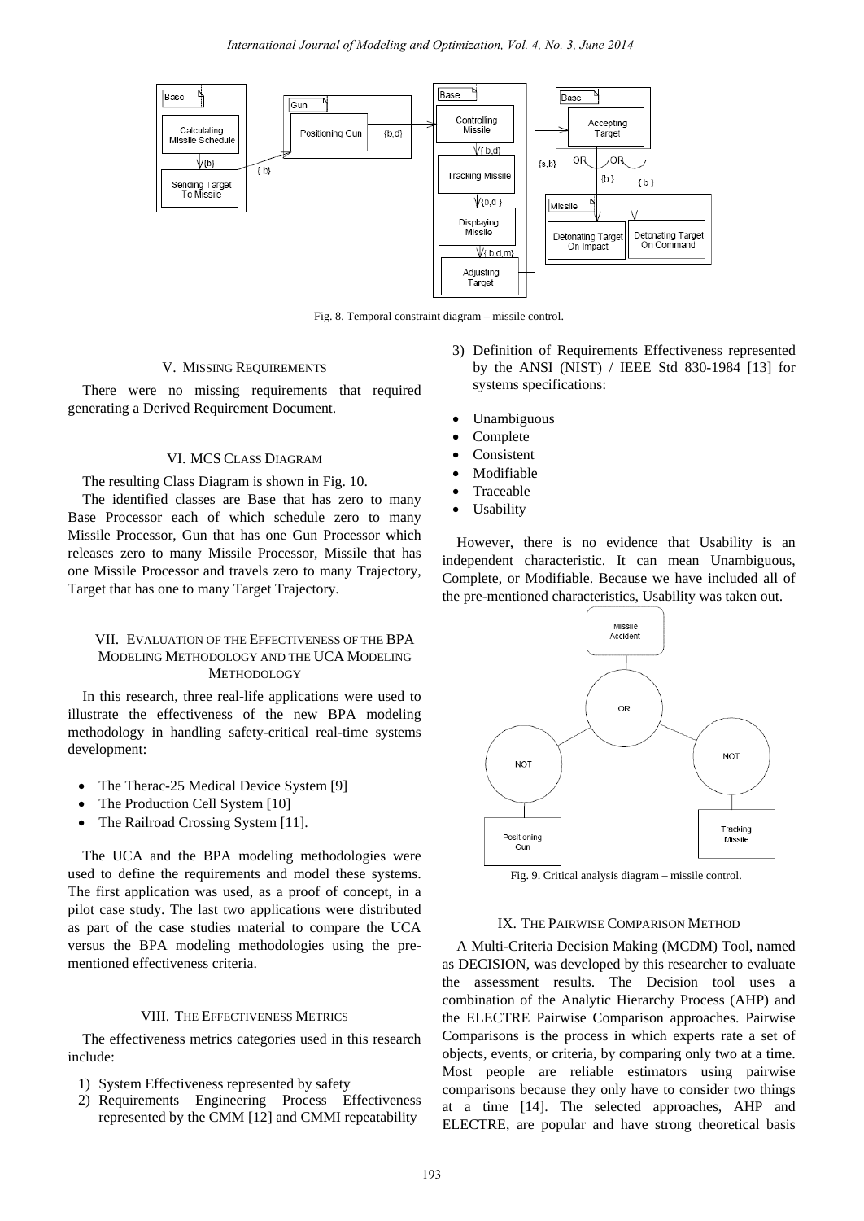Fig. 8. Temporal constraint diagram – missile control.

## V. Missing Requirements

There were no missing requirements that required generating a Derived Requirement Document.

## VI. MCS Class Diagram

The resulting Class Diagram is shown in Fig. 10.

The identified classes are Base that has zero to many Base Processor each of which schedule zero to many Missile Processor, Gun that has one Gun Processor which releases zero to many Missile Processor, Missile that has one Missile Processor and travels zero to many Trajectory, Target that has one to many Target Trajectory.

## VII. Evaluation of the Effectiveness of the BPA Modeling Methodology and the UCA Modeling Methodology

In this research, three real-life applications were used to illustrate the effectiveness of the new BPA modeling methodology in handling safety-critical real-time systems development:

- The Therac-25 Medical Device System [9]
- The Production Cell System [10]
- The Railroad Crossing System [11].

The UCA and the BPA modeling methodologies were used to define the requirements and model these systems. The first application was used, as a proof of concept, in a pilot case study. The last two applications were distributed as part of the case studies material to compare the UCA versus the BPA modeling methodologies using the pre-mentioned effectiveness criteria.

## VIII. The Effectiveness Metrics

The effectiveness metrics categories used in this research include:

1) System Effectiveness represented by safety
2) Requirements Engineering Process Effectiveness represented by the CMM [12] and CMMI repeatability
3) Definition of Requirements Effectiveness represented by the ANSI (NIST) / IEEE Std 830-1984 [13] for systems specifications:

- Unambiguous
- Complete
- Consistent
- Modifiable
- Traceable
- Usability

However, there is no evidence that Usability is an independent characteristic. It can mean Unambiguous, Complete, or Modifiable. Because we have included all of the pre-mentioned characteristics, Usability was taken out.

Fig. 9. Critical analysis diagram – missile control.

## IX. The Pairwise Comparison Method

A Multi-Criteria Decision Making (MCDM) Tool, named as DECISION, was developed by this researcher to evaluate the assessment results. The Decision tool uses a combination of the Analytic Hierarchy Process (AHP) and the ELECTRE Pairwise Comparison approaches. Pairwise Comparisons is the process in which experts rate a set of objects, events, or criteria, by comparing only two at a time. Most people are reliable estimators using pairwise comparisons because they only have to consider two things at a time [14]. The selected approaches, AHP and ELECTRE, are popular and have strong theoretical basis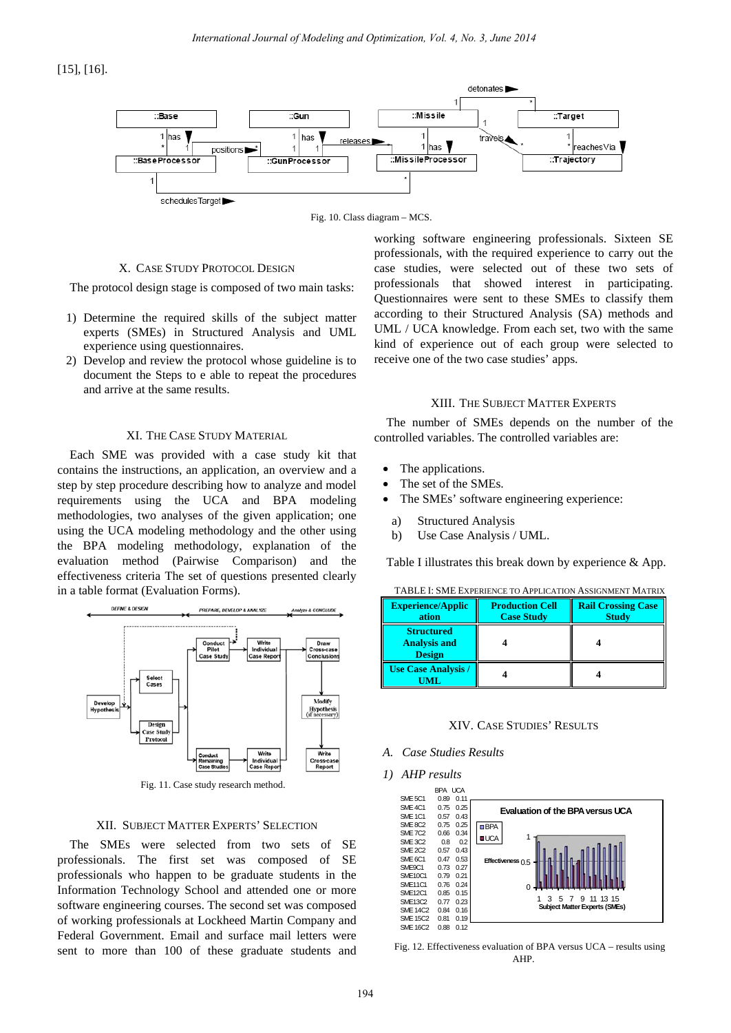[15], [16].

detonates
::Base
::Gun
::Missile
::Target
has
has
has
travels
reachesVia
positions
releases
::BaseProcessor
::GunProcessor
::MissileProcessor
::Trajectory
schedulesTarget

Fig. 10. Class diagram – MCS.

## X. Case Study Protocol Design

The protocol design stage is composed of two main tasks:

1) Determine the required skills of the subject matter experts (SMEs) in Structured Analysis and UML experience using questionnaires.
2) Develop and review the protocol whose guideline is to document the Steps to e able to repeat the procedures and arrive at the same results.

## XI. The Case Study Material

Each SME was provided with a case study kit that contains the instructions, an application, an overview and a step by step procedure describing how to analyze and model requirements using the UCA and BPA modeling methodologies, two analyses of the given application; one using the UCA modeling methodology and the other using the BPA modeling methodology, explanation of the evaluation method (Pairwise Comparison) and the effectiveness criteria The set of questions presented clearly in a table format (Evaluation Forms).

DEFINE & DESIGN
PREPARE, DEVELOP & ANALYZE
Analyze & CONCLUDE
Develop Hypothesis
Select Cases
Design Case Study Protocol
Conduct Pilot Case Study
Write Individual Case Report
Draw Cross-case Conclusions
Modify Hypothesis (if necessary)
Conduct Remaining Case Studies
Write Individual Case Report
Write Cross-case Report

Fig. 11. Case study research method.

## XII. Subject Matter Experts' Selection

The SMEs were selected from two sets of SE professionals. The first set was composed of SE professionals who happen to be graduate students in the Information Technology School and attended one or more software engineering courses. The second set was composed of working professionals at Lockheed Martin Company and Federal Government. Email and surface mail letters were sent to more than 100 of these graduate students and working software engineering professionals. Sixteen SE professionals, with the required experience to carry out the case studies, were selected out of these two sets of professionals that showed interest in participating. Questionnaires were sent to these SMEs to classify them according to their Structured Analysis (SA) methods and UML / UCA knowledge. From each set, two with the same kind of experience out of each group were selected to receive one of the two case studies' apps.

## XIII. The Subject Matter Experts

The number of SMEs depends on the number of the controlled variables. The controlled variables are:

- The applications.
- The set of the SMEs.
- The SMEs' software engineering experience:

a) Structured Analysis
b) Use Case Analysis / UML.

Table I illustrates this break down by experience & App.

TABLE I: SME Experience to Application Assignment Matrix

| Experience/Application | Production Cell Case Study | Rail Crossing Case Study |
|---|---|---|
| Structured Analysis and Design | 4 | 4 |
| Use Case Analysis / UML | 4 | 4 |

## XIV. Case Studies' Results

### A. Case Studies Results

#### 1) AHP results

BPA UCA
SME 5C1 0.89 0.11
SME 4C1 0.75 0.25
SME 1C1 0.57 0.43
SME 8C2 0.75 0.25
SME 7C2 0.66 0.34
SME 3C2 0.8 0.2
SME 2C2 0.57 0.43
SME 6C1 0.47 0.53
SME9C1 0.73 0.27
SME10C1 0.79 0.21
SME11C1 0.76 0.24
SME12C1 0.85 0.15
SME13C2 0.77 0.23
SME 14C2 0.84 0.16
SME 15C2 0.81 0.19
SME 16C2 0.88 0.12

Evaluation of the BPA versus UCA
BPA
UCA
Effectiveness
1
0.5
0
1 3 5 7 9 11 13 15
Subject Matter Experts (SMEs)

Fig. 12. Effectiveness evaluation of BPA versus UCA – results using AHP.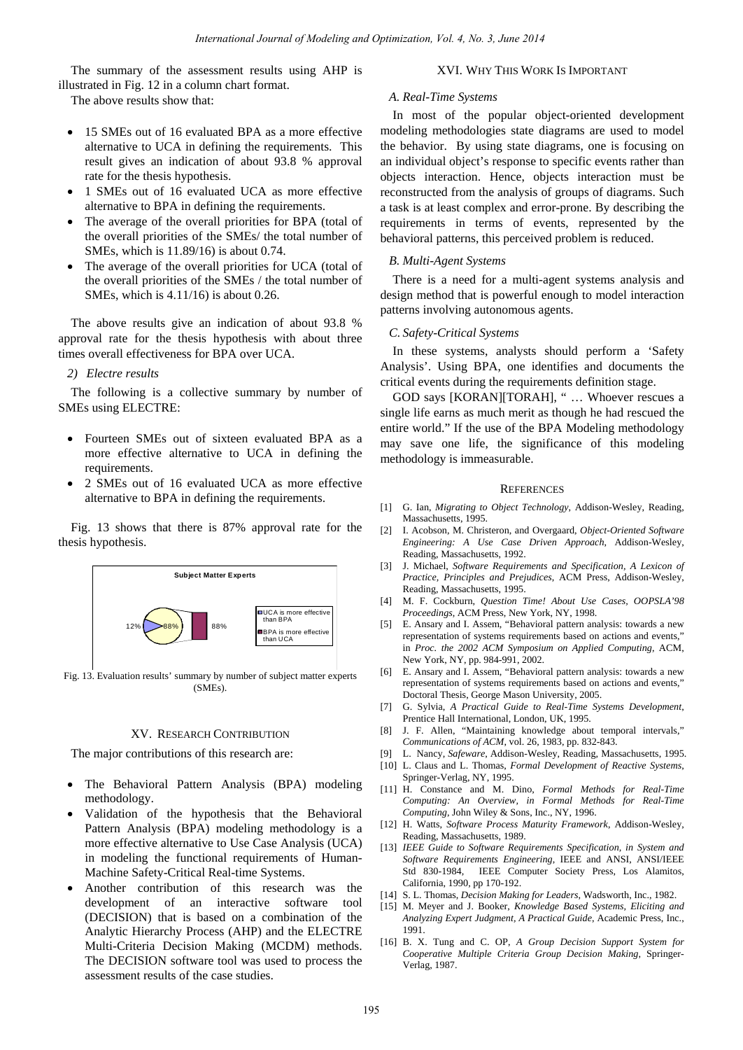The summary of the assessment results using AHP is illustrated in Fig. 12 in a column chart format.

The above results show that:

- 15 SMEs out of 16 evaluated BPA as a more effective alternative to UCA in defining the requirements. This result gives an indication of about 93.8 % approval rate for the thesis hypothesis.
- 1 SMEs out of 16 evaluated UCA as more effective alternative to BPA in defining the requirements.
- The average of the overall priorities for BPA (total of the overall priorities of the SMEs/ the total number of SMEs, which is 11.89/16) is about 0.74.
- The average of the overall priorities for UCA (total of the overall priorities of the SMEs / the total number of SMEs, which is 4.11/16) is about 0.26.

The above results give an indication of about 93.8 % approval rate for the thesis hypothesis with about three times overall effectiveness for BPA over UCA.

*2) Electre results*

The following is a collective summary by number of SMEs using ELECTRE:

- Fourteen SMEs out of sixteen evaluated BPA as a more effective alternative to UCA in defining the requirements.
- 2 SMEs out of 16 evaluated UCA as more effective alternative to BPA in defining the requirements.

Fig. 13 shows that there is 87% approval rate for the thesis hypothesis.

Subject Matter Experts

12% 88% 88%

UCA is more effective than BPA

BPA is more effective than UCA

Fig. 13. Evaluation results' summary by number of subject matter experts (SMEs).

## XV. Research Contribution

The major contributions of this research are:

- The Behavioral Pattern Analysis (BPA) modeling methodology.
- Validation of the hypothesis that the Behavioral Pattern Analysis (BPA) modeling methodology is a more effective alternative to Use Case Analysis (UCA) in modeling the functional requirements of Human-Machine Safety-Critical Real-time Systems.
- Another contribution of this research was the development of an interactive software tool (DECISION) that is based on a combination of the Analytic Hierarchy Process (AHP) and the ELECTRE Multi-Criteria Decision Making (MCDM) methods. The DECISION software tool was used to process the assessment results of the case studies.

## XVI. Why This Work Is Important

### *A. Real-Time Systems*

In most of the popular object-oriented development modeling methodologies state diagrams are used to model the behavior. By using state diagrams, one is focusing on an individual object's response to specific events rather than objects interaction. Hence, objects interaction must be reconstructed from the analysis of groups of diagrams. Such a task is at least complex and error-prone. By describing the requirements in terms of events, represented by the behavioral patterns, this perceived problem is reduced.

### *B. Multi-Agent Systems*

There is a need for a multi-agent systems analysis and design method that is powerful enough to model interaction patterns involving autonomous agents.

### *C. Safety-Critical Systems*

In these systems, analysts should perform a 'Safety Analysis'. Using BPA, one identifies and documents the critical events during the requirements definition stage.

GOD says [KORAN][TORAH], " … Whoever rescues a single life earns as much merit as though he had rescued the entire world." If the use of the BPA Modeling methodology may save one life, the significance of this modeling methodology is immeasurable.

## References

[1] G. Ian, *Migrating to Object Technology*, Addison-Wesley, Reading, Massachusetts, 1995.

[2] I. Acobson, M. Christeron, and Overgaard, *Object-Oriented Software Engineering: A Use Case Driven Approach*, Addison-Wesley, Reading, Massachusetts, 1992.

[3] J. Michael, *Software Requirements and Specification, A Lexicon of Practice, Principles and Prejudices*, ACM Press, Addison-Wesley, Reading, Massachusetts, 1995.

[4] M. F. Cockburn, *Question Time! About Use Cases, OOPSLA'98 Proceedings*, ACM Press, New York, NY, 1998.

[5] E. Ansary and I. Assem, "Behavioral pattern analysis: towards a new representation of systems requirements based on actions and events," in *Proc. the 2002 ACM Symposium on Applied Computing*, ACM, New York, NY, pp. 984-991, 2002.

[6] E. Ansary and I. Assem, "Behavioral pattern analysis: towards a new representation of systems requirements based on actions and events," Doctoral Thesis, George Mason University, 2005.

[7] G. Sylvia, *A Practical Guide to Real-Time Systems Development*, Prentice Hall International, London, UK, 1995.

[8] J. F. Allen, "Maintaining knowledge about temporal intervals," *Communications of ACM*, vol. 26, 1983, pp. 832-843.

[9] L. Nancy, *Safeware*, Addison-Wesley, Reading, Massachusetts, 1995.

[10] L. Claus and L. Thomas, *Formal Development of Reactive Systems*, Springer-Verlag, NY, 1995.

[11] H. Constance and M. Dino, *Formal Methods for Real-Time Computing: An Overview, in Formal Methods for Real-Time Computing*, John Wiley & Sons, Inc., NY, 1996.

[12] H. Watts, *Software Process Maturity Framework*, Addison-Wesley, Reading, Massachusetts, 1989.

[13] *IEEE Guide to Software Requirements Specification, in System and Software Requirements Engineering*, IEEE and ANSI, ANSI/IEEE Std 830-1984, IEEE Computer Society Press, Los Alamitos, California, 1990, pp 170-192.

[14] S. L. Thomas, *Decision Making for Leaders*, Wadsworth, Inc., 1982.

[15] M. Meyer and J. Booker, *Knowledge Based Systems, Eliciting and Analyzing Expert Judgment, A Practical Guide*, Academic Press, Inc., 1991.

[16] B. X. Tung and C. OP, *A Group Decision Support System for Cooperative Multiple Criteria Group Decision Making*, Springer-Verlag, 1987.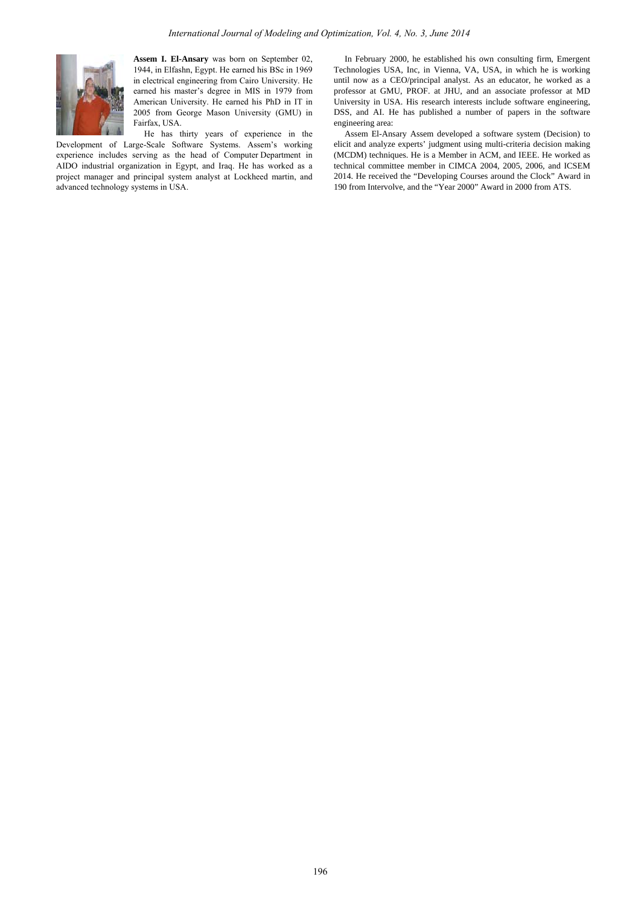**Assem I. El-Ansary** was born on September 02, 1944, in Elfashn, Egypt. He earned his BSc in 1969 in electrical engineering from Cairo University. He earned his master's degree in MIS in 1979 from American University. He earned his PhD in IT in 2005 from George Mason University (GMU) in Fairfax, USA.

He has thirty years of experience in the Development of Large-Scale Software Systems. Assem's working experience includes serving as the head of Computer Department in AIDO industrial organization in Egypt, and Iraq. He has worked as a project manager and principal system analyst at Lockheed martin, and advanced technology systems in USA.

In February 2000, he established his own consulting firm, Emergent Technologies USA, Inc, in Vienna, VA, USA, in which he is working until now as a CEO/principal analyst. As an educator, he worked as a professor at GMU, PROF. at JHU, and an associate professor at MD University in USA. His research interests include software engineering, DSS, and AI. He has published a number of papers in the software engineering area:

Assem El-Ansary Assem developed a software system (Decision) to elicit and analyze experts' judgment using multi-criteria decision making (MCDM) techniques. He is a Member in ACM, and IEEE. He worked as technical committee member in CIMCA 2004, 2005, 2006, and ICSEM 2014. He received the "Developing Courses around the Clock" Award in 190 from Intervolve, and the "Year 2000" Award in 2000 from ATS.